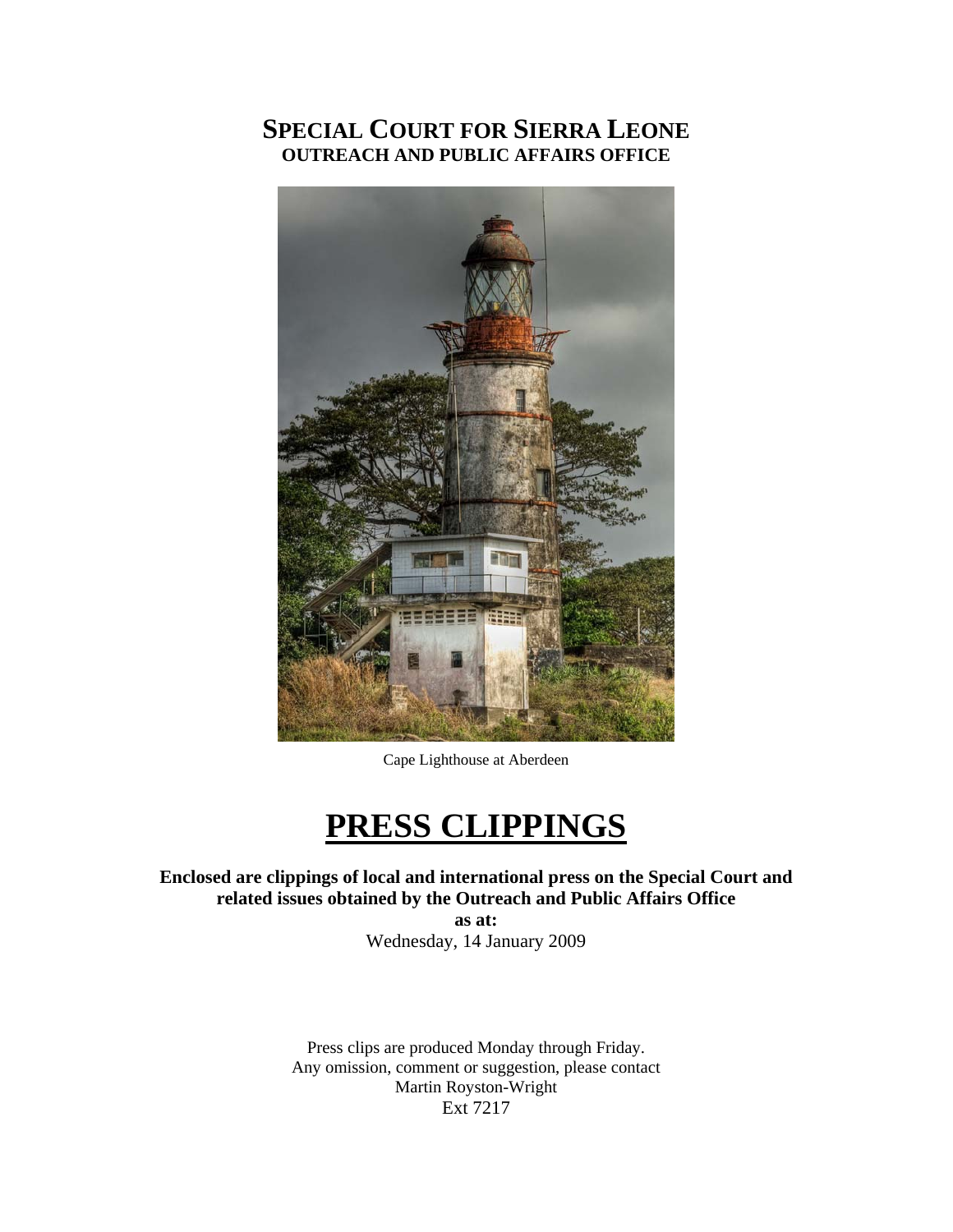# SPECIAL COURT FOR SIERRA LEONE

## OUTREACH AND PUBLIC AFFAIRS OFFICE

Cape Lighthouse at Aberdeen

# PRESS CLIPPINGS

**Enclosed are clippings of local and international press on the Special Court and related issues obtained by the Outreach and Public Affairs Office**

**as at:**

Wednesday, 14 January 2009

Press clips are produced Monday through Friday.
Any omission, comment or suggestion, please contact
Martin Royston-Wright
Ext 7217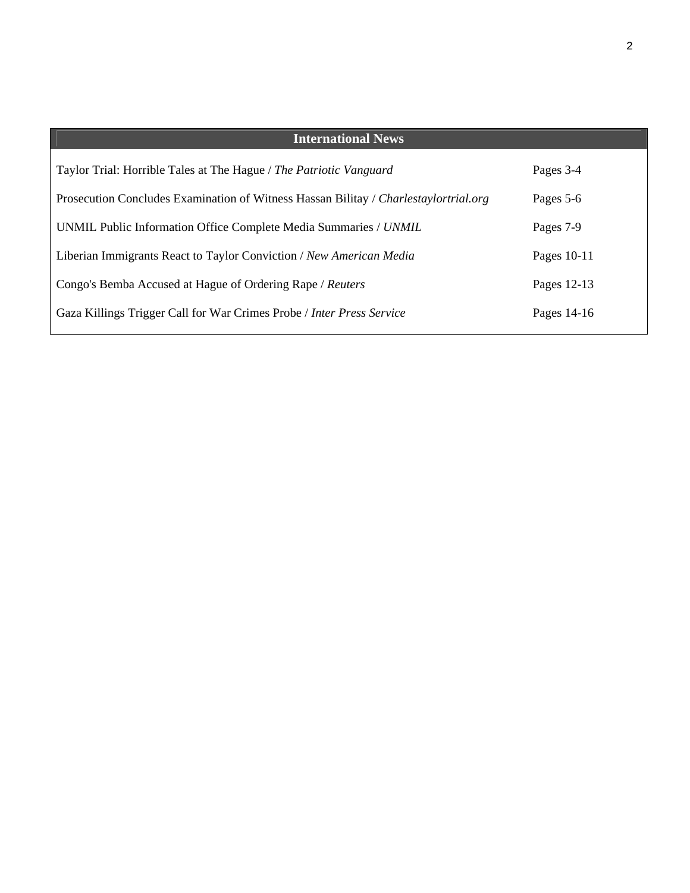| International News | |
|---|---|
| Taylor Trial: Horrible Tales at The Hague / *The Patriotic Vanguard* | Pages 3-4 |
| Prosecution Concludes Examination of Witness Hassan Bilitay / *Charlestaylortrial.org* | Pages 5-6 |
| UNMIL Public Information Office Complete Media Summaries / *UNMIL* | Pages 7-9 |
| Liberian Immigrants React to Taylor Conviction / *New American Media* | Pages 10-11 |
| Congo's Bemba Accused at Hague of Ordering Rape / *Reuters* | Pages 12-13 |
| Gaza Killings Trigger Call for War Crimes Probe / *Inter Press Service* | Pages 14-16 |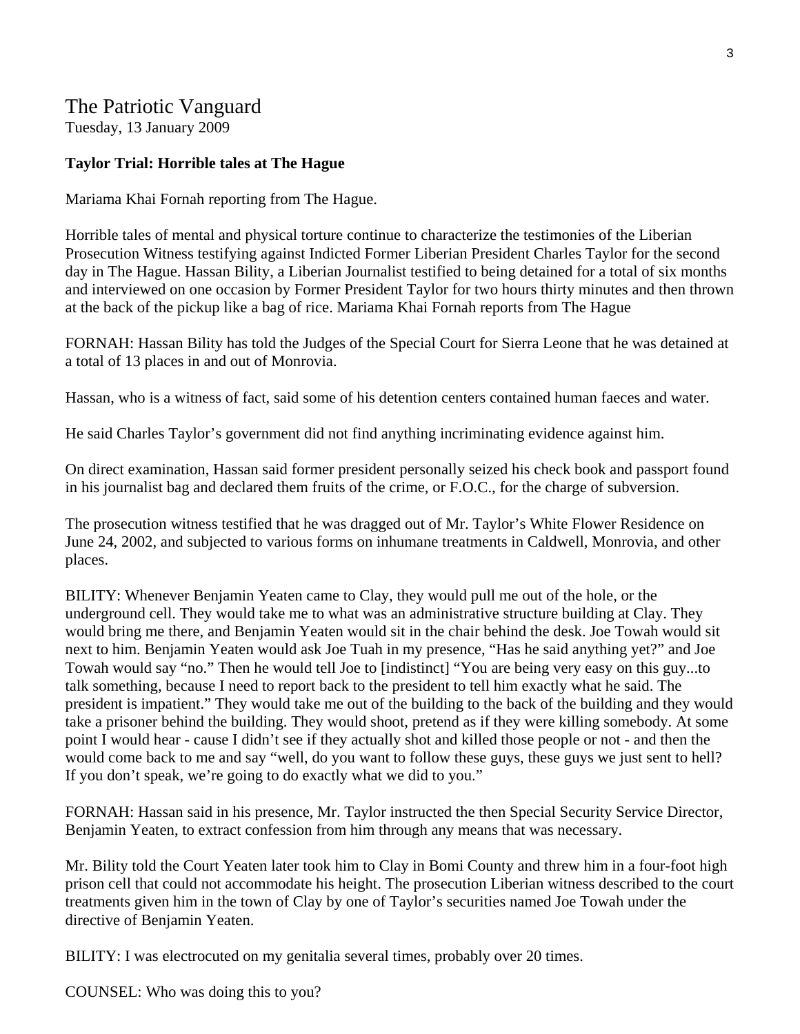# The Patriotic Vanguard

Tuesday, 13 January 2009

**Taylor Trial: Horrible tales at The Hague**

Mariama Khai Fornah reporting from The Hague.

Horrible tales of mental and physical torture continue to characterize the testimonies of the Liberian Prosecution Witness testifying against Indicted Former Liberian President Charles Taylor for the second day in The Hague. Hassan Bility, a Liberian Journalist testified to being detained for a total of six months and interviewed on one occasion by Former President Taylor for two hours thirty minutes and then thrown at the back of the pickup like a bag of rice. Mariama Khai Fornah reports from The Hague

FORNAH: Hassan Bility has told the Judges of the Special Court for Sierra Leone that he was detained at a total of 13 places in and out of Monrovia.

Hassan, who is a witness of fact, said some of his detention centers contained human faeces and water.

He said Charles Taylor's government did not find anything incriminating evidence against him.

On direct examination, Hassan said former president personally seized his check book and passport found in his journalist bag and declared them fruits of the crime, or F.O.C., for the charge of subversion.

The prosecution witness testified that he was dragged out of Mr. Taylor's White Flower Residence on June 24, 2002, and subjected to various forms on inhumane treatments in Caldwell, Monrovia, and other places.

BILITY: Whenever Benjamin Yeaten came to Clay, they would pull me out of the hole, or the underground cell. They would take me to what was an administrative structure building at Clay. They would bring me there, and Benjamin Yeaten would sit in the chair behind the desk. Joe Towah would sit next to him. Benjamin Yeaten would ask Joe Tuah in my presence, "Has he said anything yet?" and Joe Towah would say "no." Then he would tell Joe to [indistinct] "You are being very easy on this guy...to talk something, because I need to report back to the president to tell him exactly what he said. The president is impatient." They would take me out of the building to the back of the building and they would take a prisoner behind the building. They would shoot, pretend as if they were killing somebody. At some point I would hear - cause I didn't see if they actually shot and killed those people or not - and then the would come back to me and say "well, do you want to follow these guys, these guys we just sent to hell? If you don't speak, we're going to do exactly what we did to you."

FORNAH: Hassan said in his presence, Mr. Taylor instructed the then Special Security Service Director, Benjamin Yeaten, to extract confession from him through any means that was necessary.

Mr. Bility told the Court Yeaten later took him to Clay in Bomi County and threw him in a four-foot high prison cell that could not accommodate his height. The prosecution Liberian witness described to the court treatments given him in the town of Clay by one of Taylor's securities named Joe Towah under the directive of Benjamin Yeaten.

BILITY: I was electrocuted on my genitalia several times, probably over 20 times.

COUNSEL: Who was doing this to you?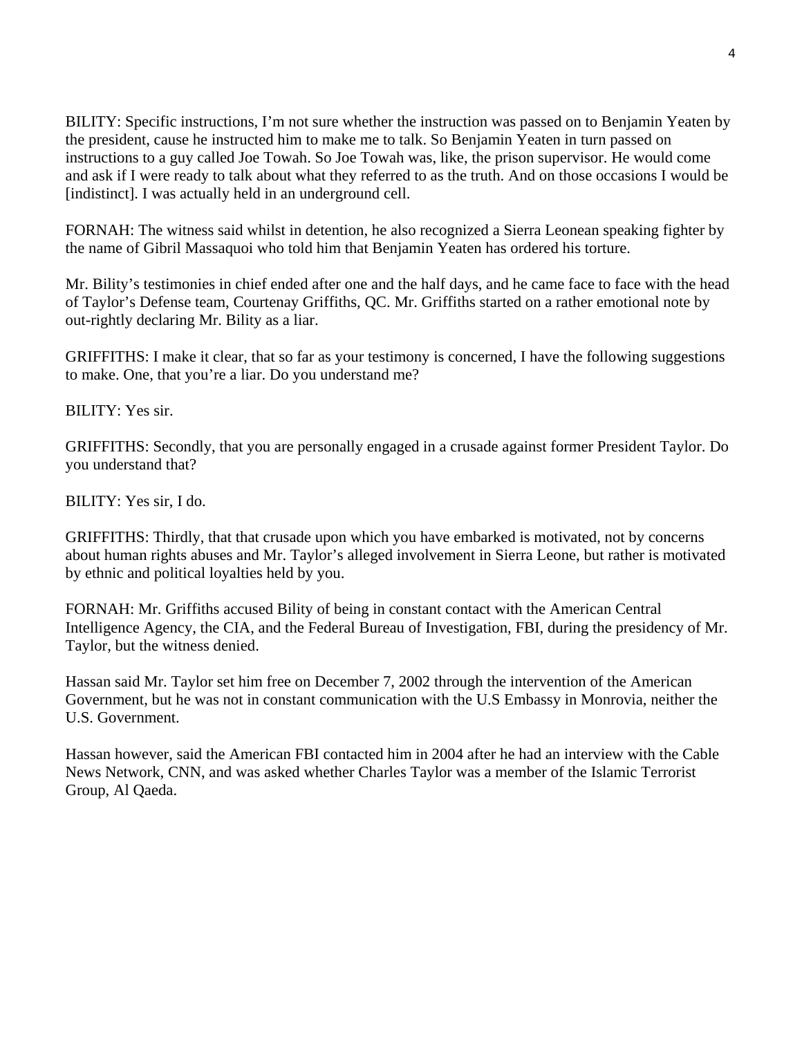BILITY: Specific instructions, I'm not sure whether the instruction was passed on to Benjamin Yeaten by the president, cause he instructed him to make me to talk. So Benjamin Yeaten in turn passed on instructions to a guy called Joe Towah. So Joe Towah was, like, the prison supervisor. He would come and ask if I were ready to talk about what they referred to as the truth. And on those occasions I would be [indistinct]. I was actually held in an underground cell.

FORNAH: The witness said whilst in detention, he also recognized a Sierra Leonean speaking fighter by the name of Gibril Massaquoi who told him that Benjamin Yeaten has ordered his torture.

Mr. Bility's testimonies in chief ended after one and the half days, and he came face to face with the head of Taylor's Defense team, Courtenay Griffiths, QC. Mr. Griffiths started on a rather emotional note by out-rightly declaring Mr. Bility as a liar.

GRIFFITHS: I make it clear, that so far as your testimony is concerned, I have the following suggestions to make. One, that you're a liar. Do you understand me?

BILITY: Yes sir.

GRIFFITHS: Secondly, that you are personally engaged in a crusade against former President Taylor. Do you understand that?

BILITY: Yes sir, I do.

GRIFFITHS: Thirdly, that that crusade upon which you have embarked is motivated, not by concerns about human rights abuses and Mr. Taylor's alleged involvement in Sierra Leone, but rather is motivated by ethnic and political loyalties held by you.

FORNAH: Mr. Griffiths accused Bility of being in constant contact with the American Central Intelligence Agency, the CIA, and the Federal Bureau of Investigation, FBI, during the presidency of Mr. Taylor, but the witness denied.

Hassan said Mr. Taylor set him free on December 7, 2002 through the intervention of the American Government, but he was not in constant communication with the U.S Embassy in Monrovia, neither the U.S. Government.

Hassan however, said the American FBI contacted him in 2004 after he had an interview with the Cable News Network, CNN, and was asked whether Charles Taylor was a member of the Islamic Terrorist Group, Al Qaeda.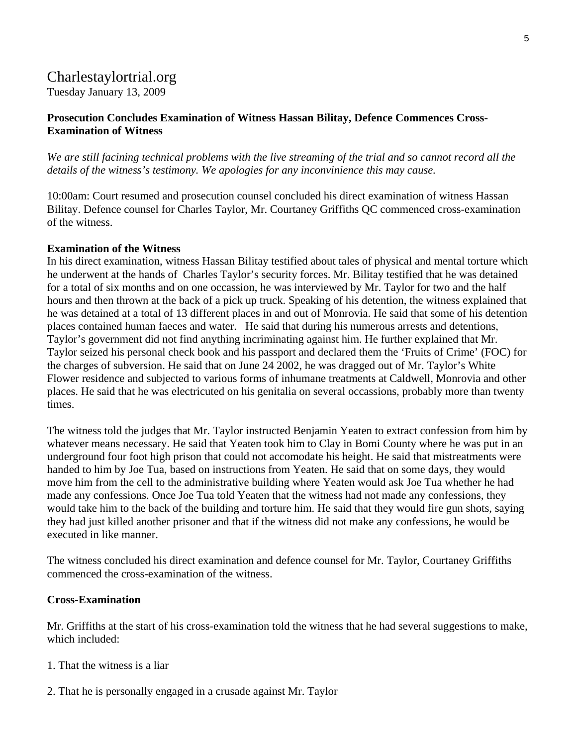# Charlestaylortrial.org

Tuesday January 13, 2009

**Prosecution Concludes Examination of Witness Hassan Bilitay, Defence Commences Cross-Examination of Witness**

*We are still facining technical problems with the live streaming of the trial and so cannot record all the details of the witness's testimony. We apologies for any inconvinience this may cause.*

10:00am: Court resumed and prosecution counsel concluded his direct examination of witness Hassan Bilitay. Defence counsel for Charles Taylor, Mr. Courtaney Griffiths QC commenced cross-examination of the witness.

**Examination of the Witness**

In his direct examination, witness Hassan Bilitay testified about tales of physical and mental torture which he underwent at the hands of Charles Taylor's security forces. Mr. Bilitay testified that he was detained for a total of six months and on one occassion, he was interviewed by Mr. Taylor for two and the half hours and then thrown at the back of a pick up truck. Speaking of his detention, the witness explained that he was detained at a total of 13 different places in and out of Monrovia. He said that some of his detention places contained human faeces and water. He said that during his numerous arrests and detentions, Taylor's government did not find anything incriminating against him. He further explained that Mr. Taylor seized his personal check book and his passport and declared them the 'Fruits of Crime' (FOC) for the charges of subversion. He said that on June 24 2002, he was dragged out of Mr. Taylor's White Flower residence and subjected to various forms of inhumane treatments at Caldwell, Monrovia and other places. He said that he was electricuted on his genitalia on several occassions, probably more than twenty times.

The witness told the judges that Mr. Taylor instructed Benjamin Yeaten to extract confession from him by whatever means necessary. He said that Yeaten took him to Clay in Bomi County where he was put in an underground four foot high prison that could not accomodate his height. He said that mistreatments were handed to him by Joe Tua, based on instructions from Yeaten. He said that on some days, they would move him from the cell to the administrative building where Yeaten would ask Joe Tua whether he had made any confessions. Once Joe Tua told Yeaten that the witness had not made any confessions, they would take him to the back of the building and torture him. He said that they would fire gun shots, saying they had just killed another prisoner and that if the witness did not make any confessions, he would be executed in like manner.

The witness concluded his direct examination and defence counsel for Mr. Taylor, Courtaney Griffiths commenced the cross-examination of the witness.

**Cross-Examination**

Mr. Griffiths at the start of his cross-examination told the witness that he had several suggestions to make, which included:

1. That the witness is a liar

2. That he is personally engaged in a crusade against Mr. Taylor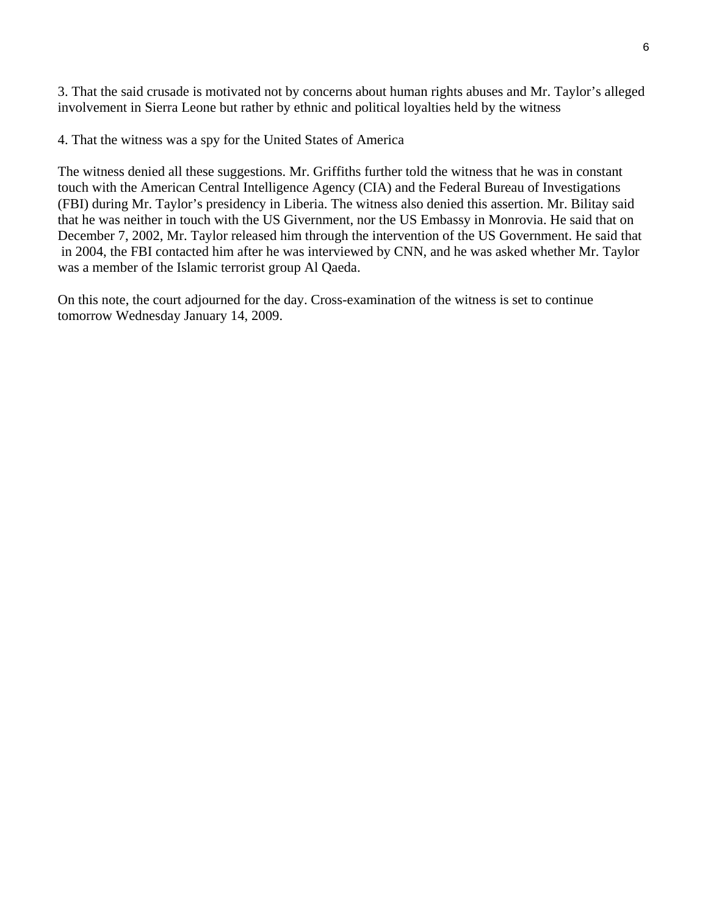3. That the said crusade is motivated not by concerns about human rights abuses and Mr. Taylor's alleged involvement in Sierra Leone but rather by ethnic and political loyalties held by the witness

4. That the witness was a spy for the United States of America

The witness denied all these suggestions. Mr. Griffiths further told the witness that he was in constant touch with the American Central Intelligence Agency (CIA) and the Federal Bureau of Investigations (FBI) during Mr. Taylor's presidency in Liberia. The witness also denied this assertion. Mr. Bilitay said that he was neither in touch with the US Givernment, nor the US Embassy in Monrovia. He said that on December 7, 2002, Mr. Taylor released him through the intervention of the US Government. He said that in 2004, the FBI contacted him after he was interviewed by CNN, and he was asked whether Mr. Taylor was a member of the Islamic terrorist group Al Qaeda.

On this note, the court adjourned for the day. Cross-examination of the witness is set to continue tomorrow Wednesday January 14, 2009.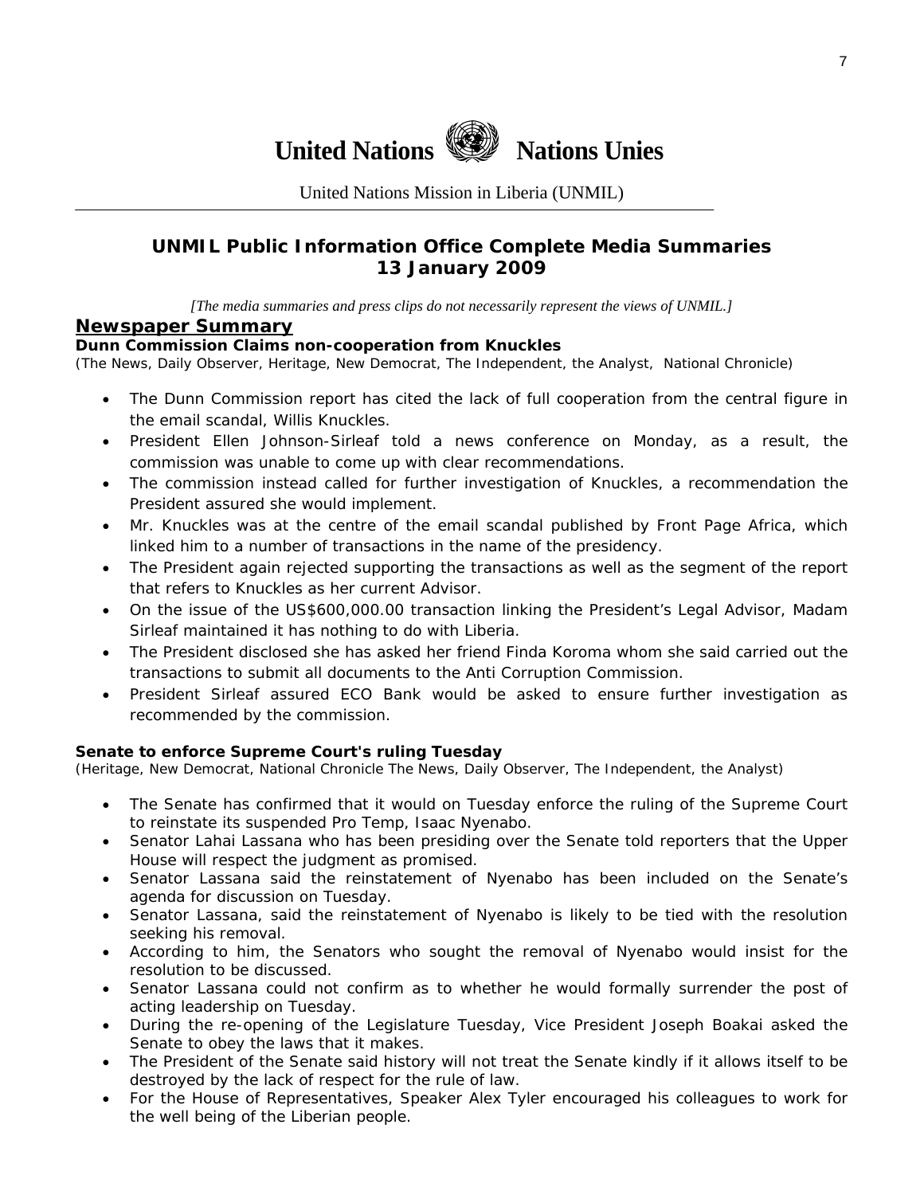# United Nations Nations Unies

United Nations Mission in Liberia (UNMIL)

## UNMIL Public Information Office Complete Media Summaries
## 13 January 2009

*[The media summaries and press clips do not necessarily represent the views of UNMIL.]*

## Newspaper Summary

### Dunn Commission Claims non-cooperation from Knuckles

(The News, Daily Observer, Heritage, New Democrat, The Independent, the Analyst, National Chronicle)

- The Dunn Commission report has cited the lack of full cooperation from the central figure in the email scandal, Willis Knuckles.
- President Ellen Johnson-Sirleaf told a news conference on Monday, as a result, the commission was unable to come up with clear recommendations.
- The commission instead called for further investigation of Knuckles, a recommendation the President assured she would implement.
- Mr. Knuckles was at the centre of the email scandal published by Front Page Africa, which linked him to a number of transactions in the name of the presidency.
- The President again rejected supporting the transactions as well as the segment of the report that refers to Knuckles as her current Advisor.
- On the issue of the US$600,000.00 transaction linking the President's Legal Advisor, Madam Sirleaf maintained it has nothing to do with Liberia.
- The President disclosed she has asked her friend Finda Koroma whom she said carried out the transactions to submit all documents to the Anti Corruption Commission.
- President Sirleaf assured ECO Bank would be asked to ensure further investigation as recommended by the commission.

### Senate to enforce Supreme Court's ruling Tuesday

(Heritage, New Democrat, National Chronicle The News, Daily Observer, The Independent, the Analyst)

- The Senate has confirmed that it would on Tuesday enforce the ruling of the Supreme Court to reinstate its suspended Pro Temp, Isaac Nyenabo.
- Senator Lahai Lassana who has been presiding over the Senate told reporters that the Upper House will respect the judgment as promised.
- Senator Lassana said the reinstatement of Nyenabo has been included on the Senate's agenda for discussion on Tuesday.
- Senator Lassana, said the reinstatement of Nyenabo is likely to be tied with the resolution seeking his removal.
- According to him, the Senators who sought the removal of Nyenabo would insist for the resolution to be discussed.
- Senator Lassana could not confirm as to whether he would formally surrender the post of acting leadership on Tuesday.
- During the re-opening of the Legislature Tuesday, Vice President Joseph Boakai asked the Senate to obey the laws that it makes.
- The President of the Senate said history will not treat the Senate kindly if it allows itself to be destroyed by the lack of respect for the rule of law.
- For the House of Representatives, Speaker Alex Tyler encouraged his colleagues to work for the well being of the Liberian people.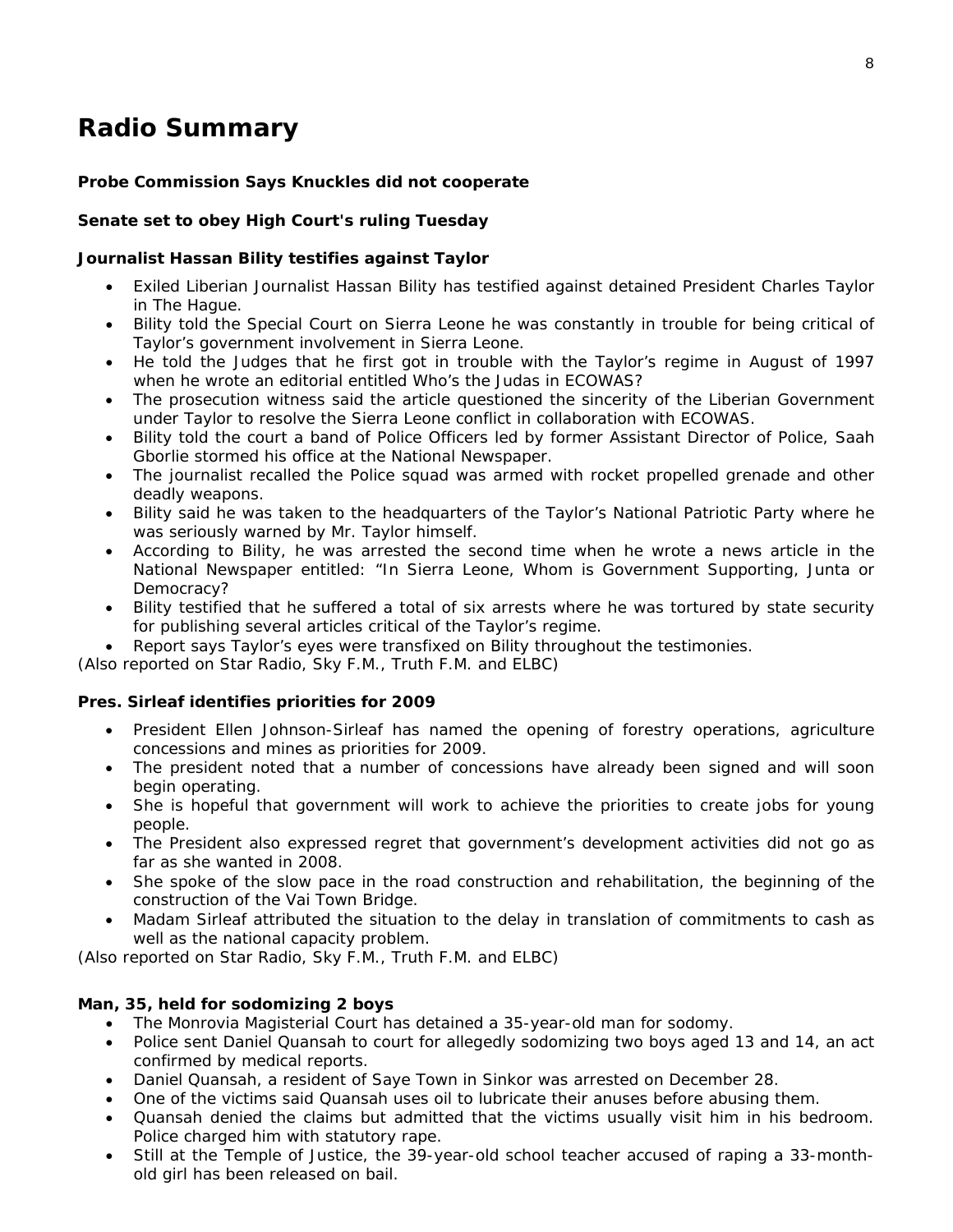# Radio Summary

**Probe Commission Says Knuckles did not cooperate**

**Senate set to obey High Court's ruling Tuesday**

**Journalist Hassan Bility testifies against Taylor**

- Exiled Liberian Journalist Hassan Bility has testified against detained President Charles Taylor in The Hague.
- Bility told the Special Court on Sierra Leone he was constantly in trouble for being critical of Taylor's government involvement in Sierra Leone.
- He told the Judges that he first got in trouble with the Taylor's regime in August of 1997 when he wrote an editorial entitled Who's the Judas in ECOWAS?
- The prosecution witness said the article questioned the sincerity of the Liberian Government under Taylor to resolve the Sierra Leone conflict in collaboration with ECOWAS.
- Bility told the court a band of Police Officers led by former Assistant Director of Police, Saah Gborlie stormed his office at the National Newspaper.
- The journalist recalled the Police squad was armed with rocket propelled grenade and other deadly weapons.
- Bility said he was taken to the headquarters of the Taylor's National Patriotic Party where he was seriously warned by Mr. Taylor himself.
- According to Bility, he was arrested the second time when he wrote a news article in the National Newspaper entitled: "In Sierra Leone, Whom is Government Supporting, Junta or Democracy?
- Bility testified that he suffered a total of six arrests where he was tortured by state security for publishing several articles critical of the Taylor's regime.
- Report says Taylor's eyes were transfixed on Bility throughout the testimonies.

*(Also reported on Star Radio, Sky F.M., Truth F.M. and ELBC)*

**Pres. Sirleaf identifies priorities for 2009**

- President Ellen Johnson-Sirleaf has named the opening of forestry operations, agriculture concessions and mines as priorities for 2009.
- The president noted that a number of concessions have already been signed and will soon begin operating.
- She is hopeful that government will work to achieve the priorities to create jobs for young people.
- The President also expressed regret that government's development activities did not go as far as she wanted in 2008.
- She spoke of the slow pace in the road construction and rehabilitation, the beginning of the construction of the Vai Town Bridge.
- Madam Sirleaf attributed the situation to the delay in translation of commitments to cash as well as the national capacity problem.

*(Also reported on Star Radio, Sky F.M., Truth F.M. and ELBC)*

**Man, 35, held for sodomizing 2 boys**

- The Monrovia Magisterial Court has detained a 35-year-old man for sodomy.
- Police sent Daniel Quansah to court for allegedly sodomizing two boys aged 13 and 14, an act confirmed by medical reports.
- Daniel Quansah, a resident of Saye Town in Sinkor was arrested on December 28.
- One of the victims said Quansah uses oil to lubricate their anuses before abusing them.
- Quansah denied the claims but admitted that the victims usually visit him in his bedroom. Police charged him with statutory rape.
- Still at the Temple of Justice, the 39-year-old school teacher accused of raping a 33-month-old girl has been released on bail.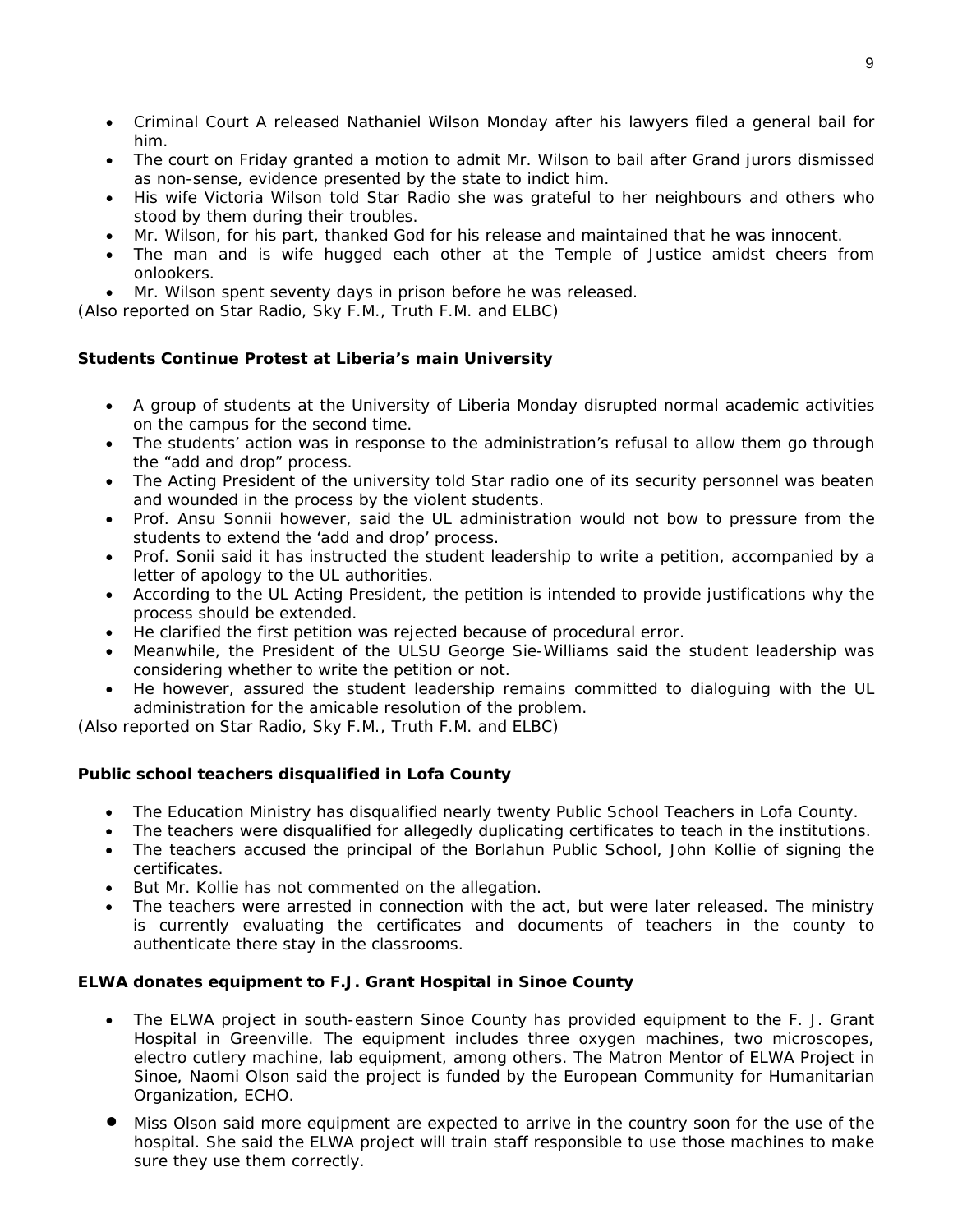- Criminal Court A released Nathaniel Wilson Monday after his lawyers filed a general bail for him.
- The court on Friday granted a motion to admit Mr. Wilson to bail after Grand jurors dismissed as non-sense, evidence presented by the state to indict him.
- His wife Victoria Wilson told Star Radio she was grateful to her neighbours and others who stood by them during their troubles.
- Mr. Wilson, for his part, thanked God for his release and maintained that he was innocent.
- The man and is wife hugged each other at the Temple of Justice amidst cheers from onlookers.
- Mr. Wilson spent seventy days in prison before he was released.

*(Also reported on Star Radio, Sky F.M., Truth F.M. and ELBC)*

**Students Continue Protest at Liberia's main University**

- A group of students at the University of Liberia Monday disrupted normal academic activities on the campus for the second time.
- The students' action was in response to the administration's refusal to allow them go through the "add and drop" process.
- The Acting President of the university told Star radio one of its security personnel was beaten and wounded in the process by the violent students.
- Prof. Ansu Sonnii however, said the UL administration would not bow to pressure from the students to extend the 'add and drop' process.
- Prof. Sonii said it has instructed the student leadership to write a petition, accompanied by a letter of apology to the UL authorities.
- According to the UL Acting President, the petition is intended to provide justifications why the process should be extended.
- He clarified the first petition was rejected because of procedural error.
- Meanwhile, the President of the ULSU George Sie-Williams said the student leadership was considering whether to write the petition or not.
- He however, assured the student leadership remains committed to dialoguing with the UL administration for the amicable resolution of the problem.

*(Also reported on Star Radio, Sky F.M., Truth F.M. and ELBC)*

**Public school teachers disqualified in Lofa County**

- The Education Ministry has disqualified nearly twenty Public School Teachers in Lofa County.
- The teachers were disqualified for allegedly duplicating certificates to teach in the institutions.
- The teachers accused the principal of the Borlahun Public School, John Kollie of signing the certificates.
- But Mr. Kollie has not commented on the allegation.
- The teachers were arrested in connection with the act, but were later released. The ministry is currently evaluating the certificates and documents of teachers in the county to authenticate there stay in the classrooms.

**ELWA donates equipment to F.J. Grant Hospital in Sinoe County**

- The ELWA project in south-eastern Sinoe County has provided equipment to the F. J. Grant Hospital in Greenville. The equipment includes three oxygen machines, two microscopes, electro cutlery machine, lab equipment, among others. The Matron Mentor of ELWA Project in Sinoe, Naomi Olson said the project is funded by the European Community for Humanitarian Organization, ECHO.
- Miss Olson said more equipment are expected to arrive in the country soon for the use of the hospital. She said the ELWA project will train staff responsible to use those machines to make sure they use them correctly.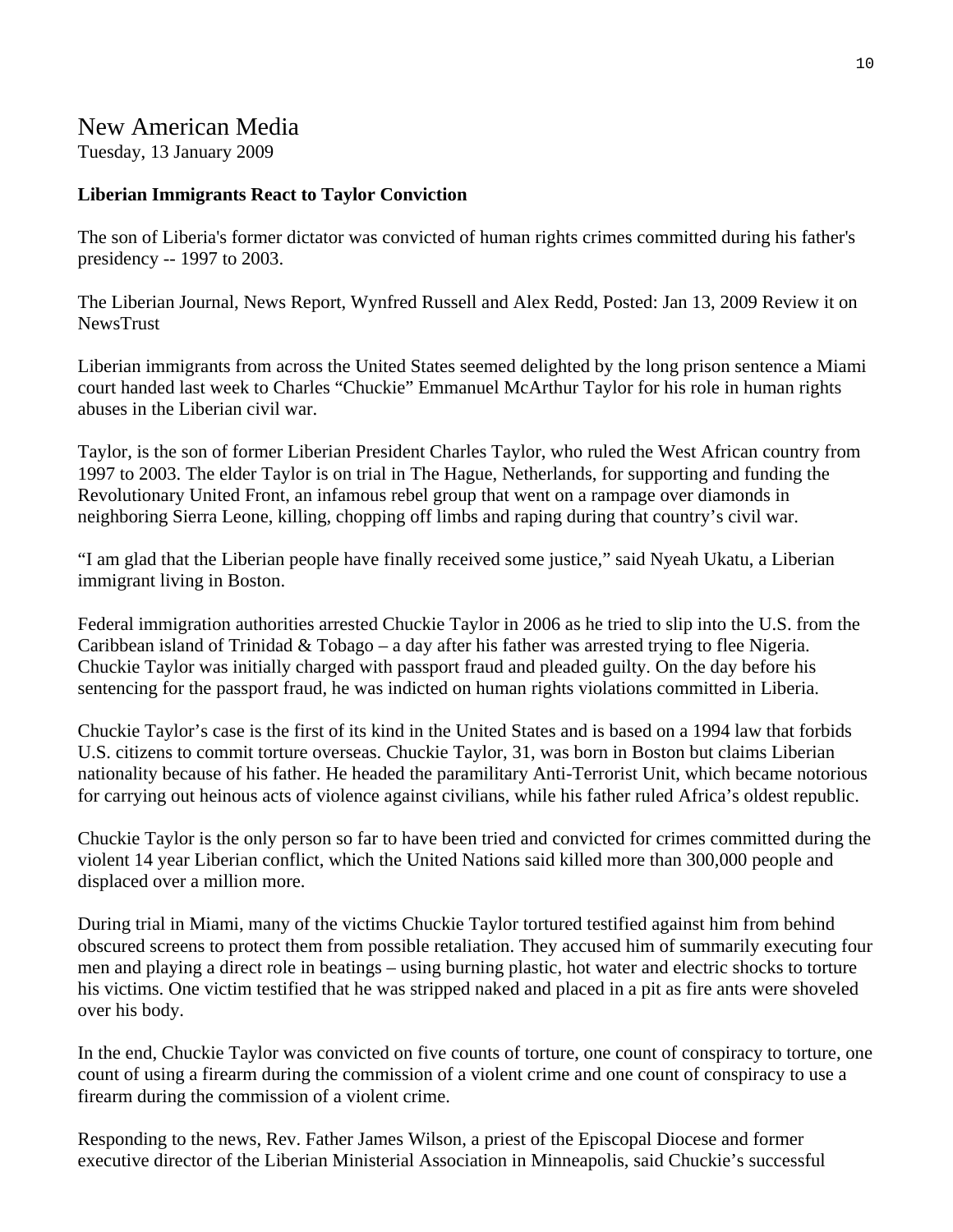# New American Media

Tuesday, 13 January 2009

**Liberian Immigrants React to Taylor Conviction**

The son of Liberia's former dictator was convicted of human rights crimes committed during his father's presidency -- 1997 to 2003.

The Liberian Journal, News Report, Wynfred Russell and Alex Redd, Posted: Jan 13, 2009 Review it on NewsTrust

Liberian immigrants from across the United States seemed delighted by the long prison sentence a Miami court handed last week to Charles "Chuckie" Emmanuel McArthur Taylor for his role in human rights abuses in the Liberian civil war.

Taylor, is the son of former Liberian President Charles Taylor, who ruled the West African country from 1997 to 2003. The elder Taylor is on trial in The Hague, Netherlands, for supporting and funding the Revolutionary United Front, an infamous rebel group that went on a rampage over diamonds in neighboring Sierra Leone, killing, chopping off limbs and raping during that country's civil war.

"I am glad that the Liberian people have finally received some justice," said Nyeah Ukatu, a Liberian immigrant living in Boston.

Federal immigration authorities arrested Chuckie Taylor in 2006 as he tried to slip into the U.S. from the Caribbean island of Trinidad & Tobago – a day after his father was arrested trying to flee Nigeria. Chuckie Taylor was initially charged with passport fraud and pleaded guilty. On the day before his sentencing for the passport fraud, he was indicted on human rights violations committed in Liberia.

Chuckie Taylor's case is the first of its kind in the United States and is based on a 1994 law that forbids U.S. citizens to commit torture overseas. Chuckie Taylor, 31, was born in Boston but claims Liberian nationality because of his father. He headed the paramilitary Anti-Terrorist Unit, which became notorious for carrying out heinous acts of violence against civilians, while his father ruled Africa's oldest republic.

Chuckie Taylor is the only person so far to have been tried and convicted for crimes committed during the violent 14 year Liberian conflict, which the United Nations said killed more than 300,000 people and displaced over a million more.

During trial in Miami, many of the victims Chuckie Taylor tortured testified against him from behind obscured screens to protect them from possible retaliation. They accused him of summarily executing four men and playing a direct role in beatings – using burning plastic, hot water and electric shocks to torture his victims. One victim testified that he was stripped naked and placed in a pit as fire ants were shoveled over his body.

In the end, Chuckie Taylor was convicted on five counts of torture, one count of conspiracy to torture, one count of using a firearm during the commission of a violent crime and one count of conspiracy to use a firearm during the commission of a violent crime.

Responding to the news, Rev. Father James Wilson, a priest of the Episcopal Diocese and former executive director of the Liberian Ministerial Association in Minneapolis, said Chuckie's successful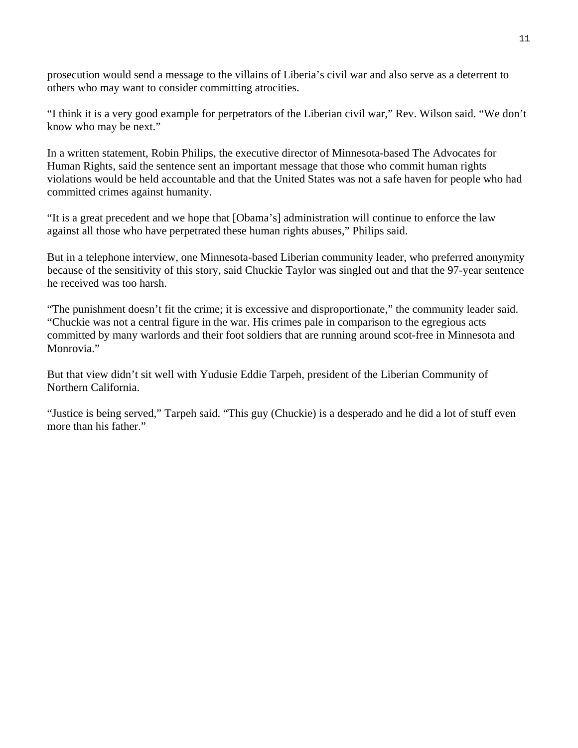prosecution would send a message to the villains of Liberia's civil war and also serve as a deterrent to others who may want to consider committing atrocities.

"I think it is a very good example for perpetrators of the Liberian civil war," Rev. Wilson said. "We don't know who may be next."

In a written statement, Robin Philips, the executive director of Minnesota-based The Advocates for Human Rights, said the sentence sent an important message that those who commit human rights violations would be held accountable and that the United States was not a safe haven for people who had committed crimes against humanity.

"It is a great precedent and we hope that [Obama's] administration will continue to enforce the law against all those who have perpetrated these human rights abuses," Philips said.

But in a telephone interview, one Minnesota-based Liberian community leader, who preferred anonymity because of the sensitivity of this story, said Chuckie Taylor was singled out and that the 97-year sentence he received was too harsh.

"The punishment doesn't fit the crime; it is excessive and disproportionate," the community leader said. "Chuckie was not a central figure in the war. His crimes pale in comparison to the egregious acts committed by many warlords and their foot soldiers that are running around scot-free in Minnesota and Monrovia."

But that view didn't sit well with Yudusie Eddie Tarpeh, president of the Liberian Community of Northern California.

"Justice is being served," Tarpeh said. "This guy (Chuckie) is a desperado and he did a lot of stuff even more than his father."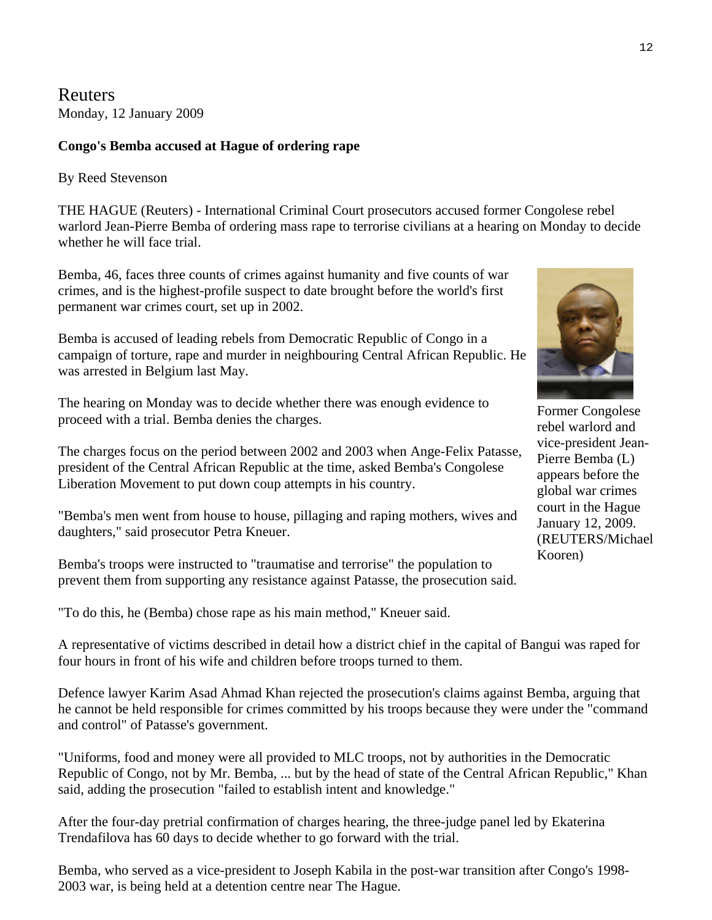Reuters
Monday, 12 January 2009

**Congo's Bemba accused at Hague of ordering rape**

By Reed Stevenson

THE HAGUE (Reuters) - International Criminal Court prosecutors accused former Congolese rebel warlord Jean-Pierre Bemba of ordering mass rape to terrorise civilians at a hearing on Monday to decide whether he will face trial.

Bemba, 46, faces three counts of crimes against humanity and five counts of war crimes, and is the highest-profile suspect to date brought before the world's first permanent war crimes court, set up in 2002.

Bemba is accused of leading rebels from Democratic Republic of Congo in a campaign of torture, rape and murder in neighbouring Central African Republic. He was arrested in Belgium last May.

The hearing on Monday was to decide whether there was enough evidence to proceed with a trial. Bemba denies the charges.

Former Congolese rebel warlord and vice-president Jean-Pierre Bemba (L) appears before the global war crimes court in the Hague January 12, 2009. (REUTERS/Michael Kooren)

The charges focus on the period between 2002 and 2003 when Ange-Felix Patasse, president of the Central African Republic at the time, asked Bemba's Congolese Liberation Movement to put down coup attempts in his country.

"Bemba's men went from house to house, pillaging and raping mothers, wives and daughters," said prosecutor Petra Kneuer.

Bemba's troops were instructed to "traumatise and terrorise" the population to prevent them from supporting any resistance against Patasse, the prosecution said.

"To do this, he (Bemba) chose rape as his main method," Kneuer said.

A representative of victims described in detail how a district chief in the capital of Bangui was raped for four hours in front of his wife and children before troops turned to them.

Defence lawyer Karim Asad Ahmad Khan rejected the prosecution's claims against Bemba, arguing that he cannot be held responsible for crimes committed by his troops because they were under the "command and control" of Patasse's government.

"Uniforms, food and money were all provided to MLC troops, not by authorities in the Democratic Republic of Congo, not by Mr. Bemba, ... but by the head of state of the Central African Republic," Khan said, adding the prosecution "failed to establish intent and knowledge."

After the four-day pretrial confirmation of charges hearing, the three-judge panel led by Ekaterina Trendafilova has 60 days to decide whether to go forward with the trial.

Bemba, who served as a vice-president to Joseph Kabila in the post-war transition after Congo's 1998-2003 war, is being held at a detention centre near The Hague.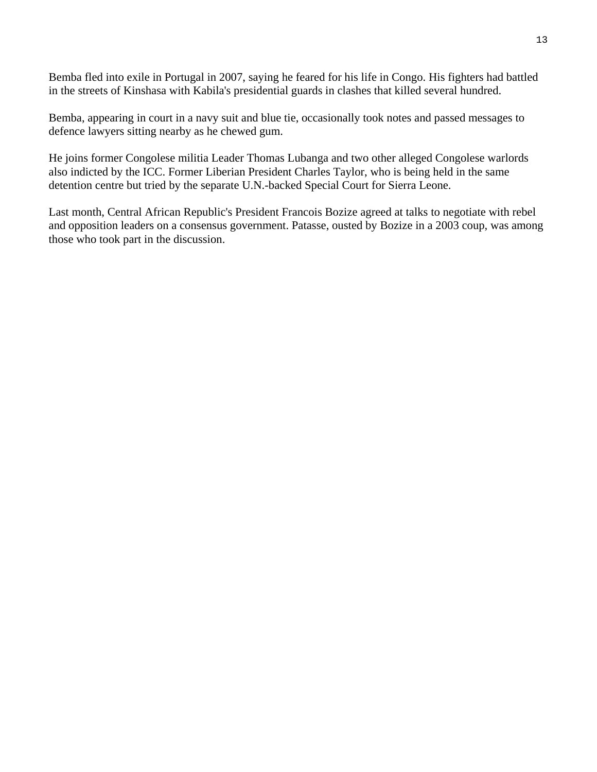Bemba fled into exile in Portugal in 2007, saying he feared for his life in Congo. His fighters had battled in the streets of Kinshasa with Kabila's presidential guards in clashes that killed several hundred.

Bemba, appearing in court in a navy suit and blue tie, occasionally took notes and passed messages to defence lawyers sitting nearby as he chewed gum.

He joins former Congolese militia Leader Thomas Lubanga and two other alleged Congolese warlords also indicted by the ICC. Former Liberian President Charles Taylor, who is being held in the same detention centre but tried by the separate U.N.-backed Special Court for Sierra Leone.

Last month, Central African Republic's President Francois Bozize agreed at talks to negotiate with rebel and opposition leaders on a consensus government. Patasse, ousted by Bozize in a 2003 coup, was among those who took part in the discussion.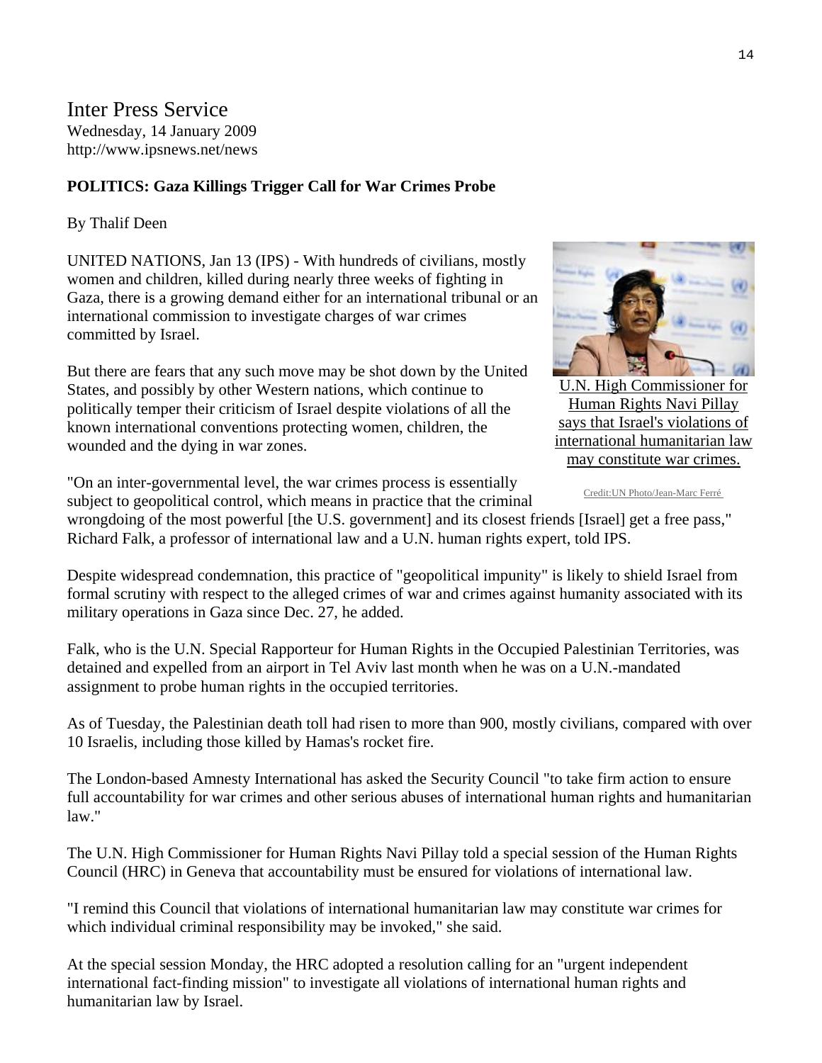Inter Press Service
Wednesday, 14 January 2009
http://www.ipsnews.net/news

**POLITICS: Gaza Killings Trigger Call for War Crimes Probe**

By Thalif Deen

UNITED NATIONS, Jan 13 (IPS) - With hundreds of civilians, mostly women and children, killed during nearly three weeks of fighting in Gaza, there is a growing demand either for an international tribunal or an international commission to investigate charges of war crimes committed by Israel.

But there are fears that any such move may be shot down by the United States, and possibly by other Western nations, which continue to politically temper their criticism of Israel despite violations of all the known international conventions protecting women, children, the wounded and the dying in war zones.

U.N. High Commissioner for Human Rights Navi Pillay says that Israel's violations of international humanitarian law may constitute war crimes.

Credit:UN Photo/Jean-Marc Ferré

"On an inter-governmental level, the war crimes process is essentially subject to geopolitical control, which means in practice that the criminal wrongdoing of the most powerful [the U.S. government] and its closest friends [Israel] get a free pass," Richard Falk, a professor of international law and a U.N. human rights expert, told IPS.

Despite widespread condemnation, this practice of "geopolitical impunity" is likely to shield Israel from formal scrutiny with respect to the alleged crimes of war and crimes against humanity associated with its military operations in Gaza since Dec. 27, he added.

Falk, who is the U.N. Special Rapporteur for Human Rights in the Occupied Palestinian Territories, was detained and expelled from an airport in Tel Aviv last month when he was on a U.N.-mandated assignment to probe human rights in the occupied territories.

As of Tuesday, the Palestinian death toll had risen to more than 900, mostly civilians, compared with over 10 Israelis, including those killed by Hamas's rocket fire.

The London-based Amnesty International has asked the Security Council "to take firm action to ensure full accountability for war crimes and other serious abuses of international human rights and humanitarian law."

The U.N. High Commissioner for Human Rights Navi Pillay told a special session of the Human Rights Council (HRC) in Geneva that accountability must be ensured for violations of international law.

"I remind this Council that violations of international humanitarian law may constitute war crimes for which individual criminal responsibility may be invoked," she said.

At the special session Monday, the HRC adopted a resolution calling for an "urgent independent international fact-finding mission" to investigate all violations of international human rights and humanitarian law by Israel.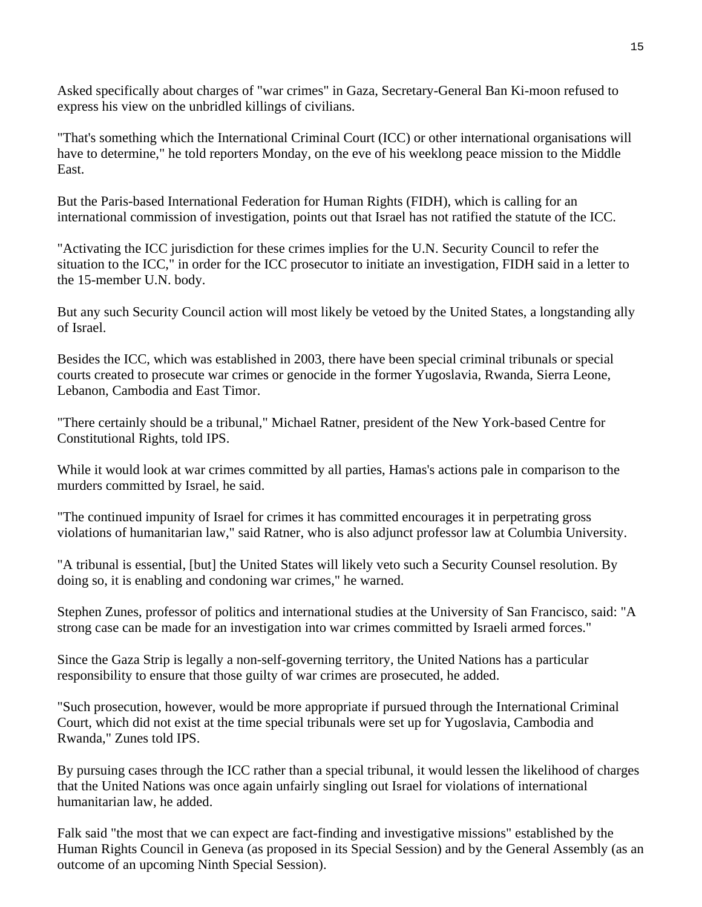Asked specifically about charges of "war crimes" in Gaza, Secretary-General Ban Ki-moon refused to express his view on the unbridled killings of civilians.

"That's something which the International Criminal Court (ICC) or other international organisations will have to determine," he told reporters Monday, on the eve of his weeklong peace mission to the Middle East.

But the Paris-based International Federation for Human Rights (FIDH), which is calling for an international commission of investigation, points out that Israel has not ratified the statute of the ICC.

"Activating the ICC jurisdiction for these crimes implies for the U.N. Security Council to refer the situation to the ICC," in order for the ICC prosecutor to initiate an investigation, FIDH said in a letter to the 15-member U.N. body.

But any such Security Council action will most likely be vetoed by the United States, a longstanding ally of Israel.

Besides the ICC, which was established in 2003, there have been special criminal tribunals or special courts created to prosecute war crimes or genocide in the former Yugoslavia, Rwanda, Sierra Leone, Lebanon, Cambodia and East Timor.

"There certainly should be a tribunal," Michael Ratner, president of the New York-based Centre for Constitutional Rights, told IPS.

While it would look at war crimes committed by all parties, Hamas's actions pale in comparison to the murders committed by Israel, he said.

"The continued impunity of Israel for crimes it has committed encourages it in perpetrating gross violations of humanitarian law," said Ratner, who is also adjunct professor law at Columbia University.

"A tribunal is essential, [but] the United States will likely veto such a Security Counsel resolution. By doing so, it is enabling and condoning war crimes," he warned.

Stephen Zunes, professor of politics and international studies at the University of San Francisco, said: "A strong case can be made for an investigation into war crimes committed by Israeli armed forces."

Since the Gaza Strip is legally a non-self-governing territory, the United Nations has a particular responsibility to ensure that those guilty of war crimes are prosecuted, he added.

"Such prosecution, however, would be more appropriate if pursued through the International Criminal Court, which did not exist at the time special tribunals were set up for Yugoslavia, Cambodia and Rwanda," Zunes told IPS.

By pursuing cases through the ICC rather than a special tribunal, it would lessen the likelihood of charges that the United Nations was once again unfairly singling out Israel for violations of international humanitarian law, he added.

Falk said "the most that we can expect are fact-finding and investigative missions" established by the Human Rights Council in Geneva (as proposed in its Special Session) and by the General Assembly (as an outcome of an upcoming Ninth Special Session).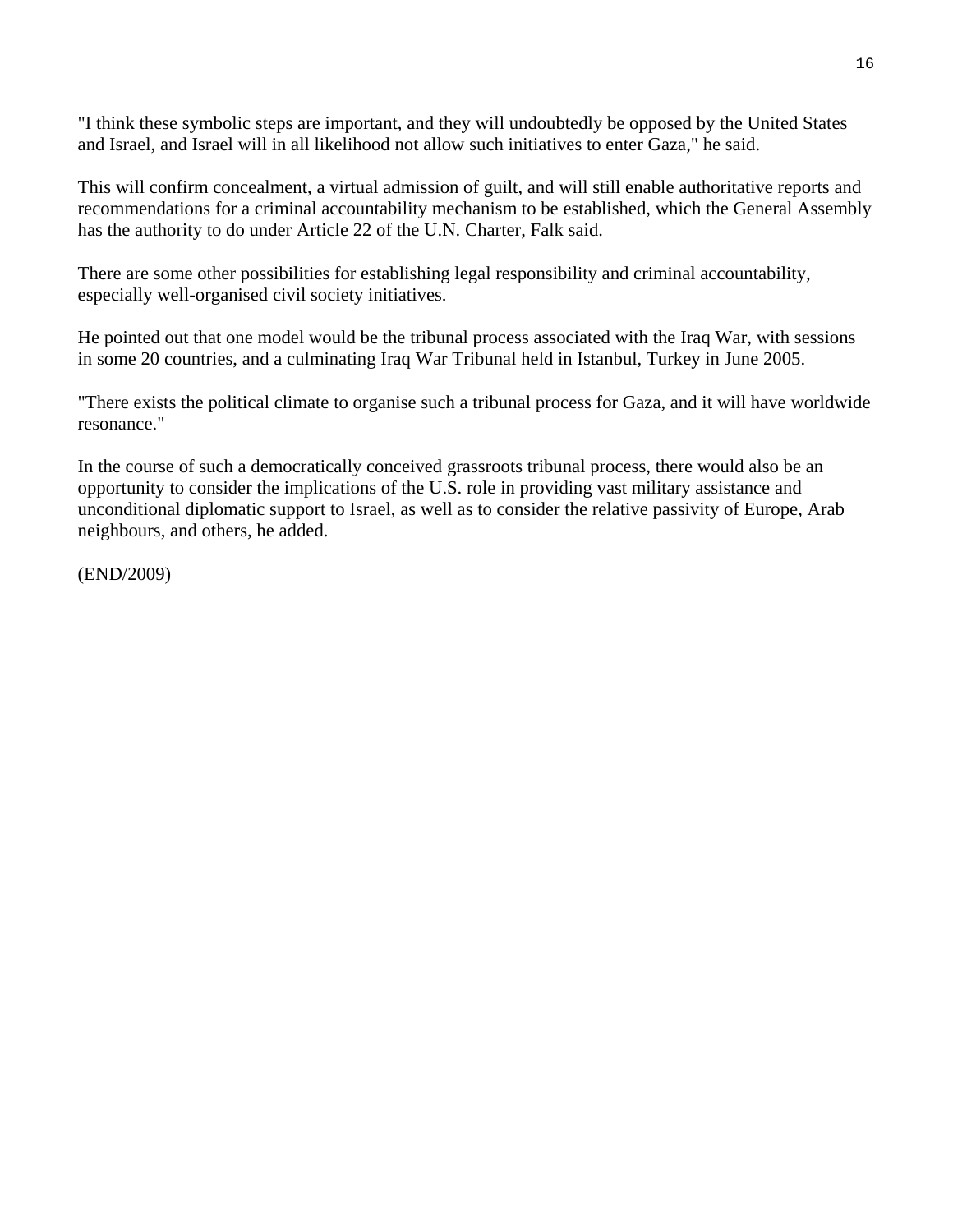"I think these symbolic steps are important, and they will undoubtedly be opposed by the United States and Israel, and Israel will in all likelihood not allow such initiatives to enter Gaza," he said.

This will confirm concealment, a virtual admission of guilt, and will still enable authoritative reports and recommendations for a criminal accountability mechanism to be established, which the General Assembly has the authority to do under Article 22 of the U.N. Charter, Falk said.

There are some other possibilities for establishing legal responsibility and criminal accountability, especially well-organised civil society initiatives.

He pointed out that one model would be the tribunal process associated with the Iraq War, with sessions in some 20 countries, and a culminating Iraq War Tribunal held in Istanbul, Turkey in June 2005.

"There exists the political climate to organise such a tribunal process for Gaza, and it will have worldwide resonance."

In the course of such a democratically conceived grassroots tribunal process, there would also be an opportunity to consider the implications of the U.S. role in providing vast military assistance and unconditional diplomatic support to Israel, as well as to consider the relative passivity of Europe, Arab neighbours, and others, he added.

(END/2009)